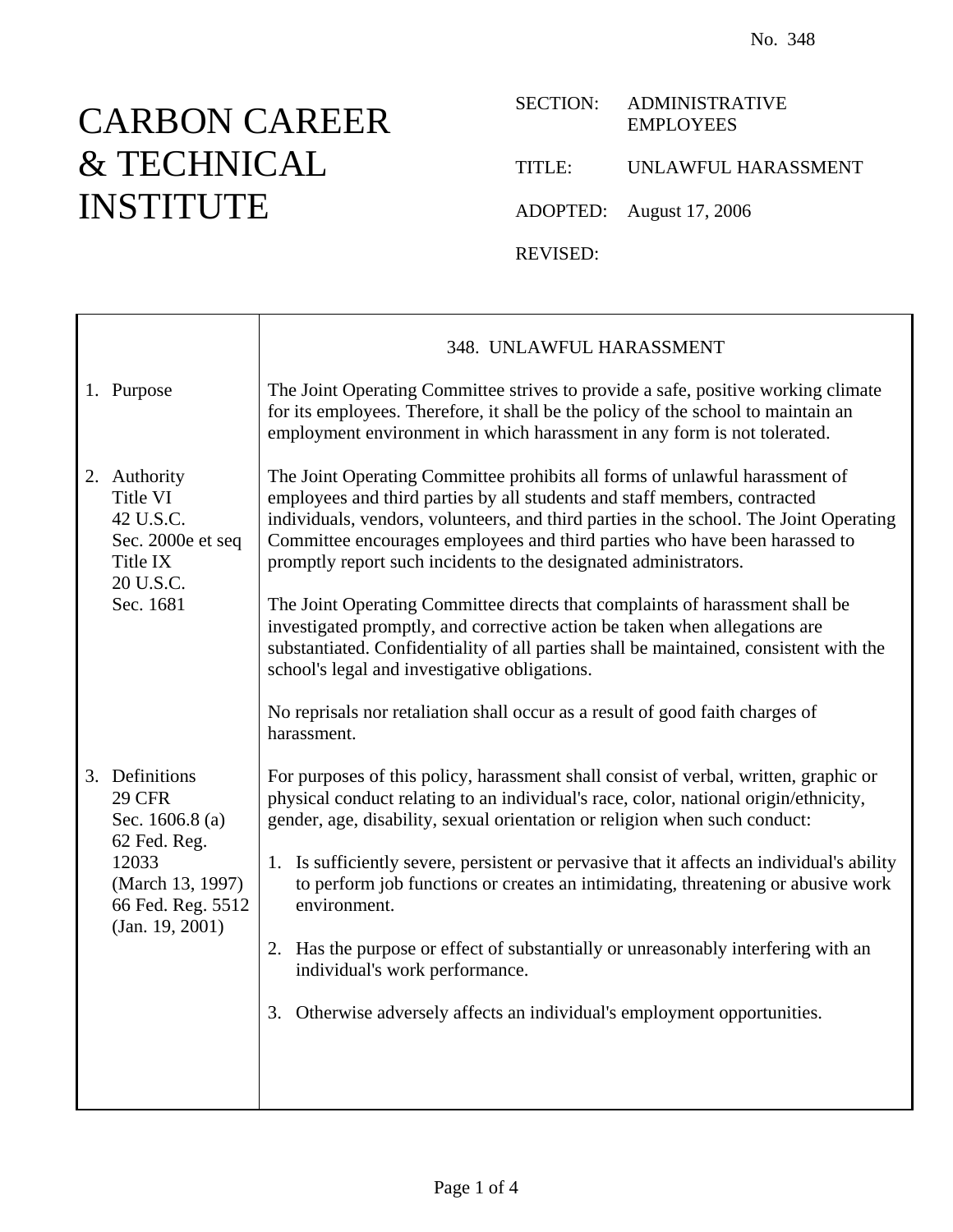No. 348

# CARBON CAREER & TECHNICAL INSTITUTE

SECTION: ADMINISTRATIVE EMPLOYEES

TITLE: UNLAWFUL HARASSMENT

ADOPTED: August 17, 2006

REVISED:

## 348. UNLAWFUL HARASSMENT

### 1. Purpose

The Joint Operating Committee strives to provide a safe, positive working climate for its employees. Therefore, it shall be the policy of the school to maintain an employment environment in which harassment in any form is not tolerated.

### 2. Authority

Title VI
42 U.S.C.
Sec. 2000e et seq
Title IX
20 U.S.C.
Sec. 1681

The Joint Operating Committee prohibits all forms of unlawful harassment of employees and third parties by all students and staff members, contracted individuals, vendors, volunteers, and third parties in the school. The Joint Operating Committee encourages employees and third parties who have been harassed to promptly report such incidents to the designated administrators.

The Joint Operating Committee directs that complaints of harassment shall be investigated promptly, and corrective action be taken when allegations are substantiated. Confidentiality of all parties shall be maintained, consistent with the school's legal and investigative obligations.

No reprisals nor retaliation shall occur as a result of good faith charges of harassment.

### 3. Definitions

29 CFR
Sec. 1606.8 (a)
62 Fed. Reg. 12033
(March 13, 1997)
66 Fed. Reg. 5512
(Jan. 19, 2001)

For purposes of this policy, harassment shall consist of verbal, written, graphic or physical conduct relating to an individual's race, color, national origin/ethnicity, gender, age, disability, sexual orientation or religion when such conduct:

1. Is sufficiently severe, persistent or pervasive that it affects an individual's ability to perform job functions or creates an intimidating, threatening or abusive work environment.

2. Has the purpose or effect of substantially or unreasonably interfering with an individual's work performance.

3. Otherwise adversely affects an individual's employment opportunities.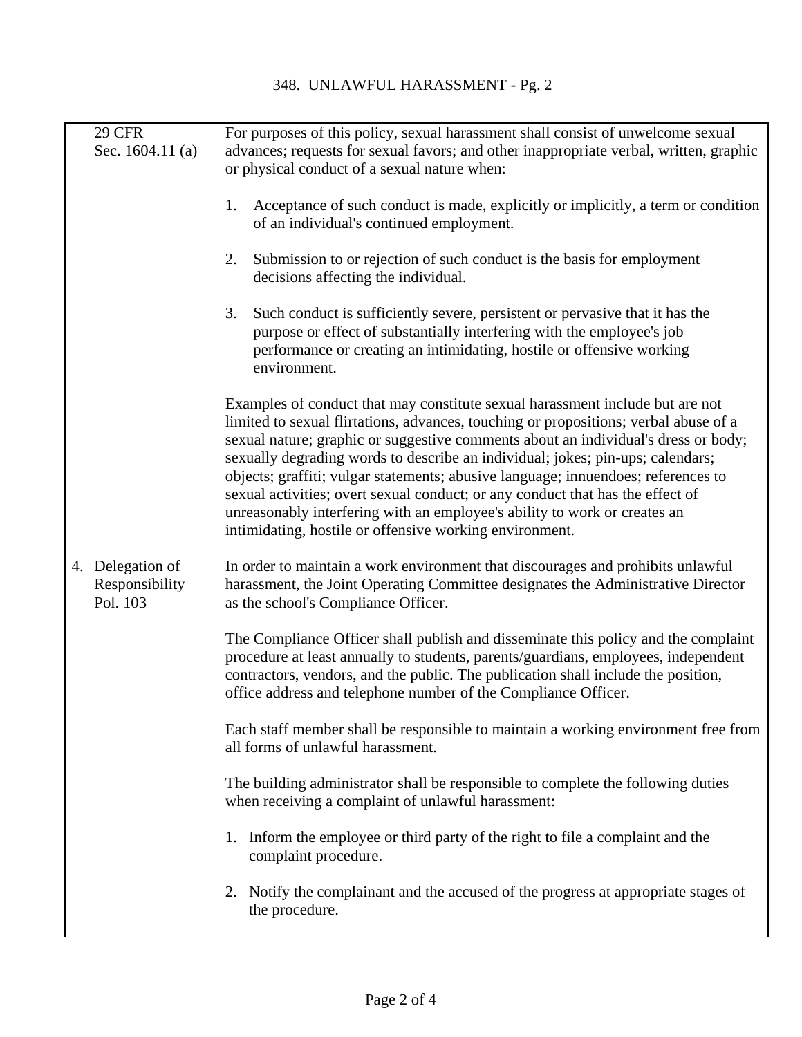| | |
|---|---|
| 29 CFR Sec. 1604.11 (a) | For purposes of this policy, sexual harassment shall consist of unwelcome sexual advances; requests for sexual favors; and other inappropriate verbal, written, graphic or physical conduct of a sexual nature when:<br><br>1. Acceptance of such conduct is made, explicitly or implicitly, a term or condition of an individual's continued employment.<br><br>2. Submission to or rejection of such conduct is the basis for employment decisions affecting the individual.<br><br>3. Such conduct is sufficiently severe, persistent or pervasive that it has the purpose or effect of substantially interfering with the employee's job performance or creating an intimidating, hostile or offensive working environment.<br><br>Examples of conduct that may constitute sexual harassment include but are not limited to sexual flirtations, advances, touching or propositions; verbal abuse of a sexual nature; graphic or suggestive comments about an individual's dress or body; sexually degrading words to describe an individual; jokes; pin-ups; calendars; objects; graffiti; vulgar statements; abusive language; innuendoes; references to sexual activities; overt sexual conduct; or any conduct that has the effect of unreasonably interfering with an employee's ability to work or creates an intimidating, hostile or offensive working environment. |
| 4. Delegation of Responsibility<br>Pol. 103 | In order to maintain a work environment that discourages and prohibits unlawful harassment, the Joint Operating Committee designates the Administrative Director as the school's Compliance Officer.<br><br>The Compliance Officer shall publish and disseminate this policy and the complaint procedure at least annually to students, parents/guardians, employees, independent contractors, vendors, and the public. The publication shall include the position, office address and telephone number of the Compliance Officer.<br><br>Each staff member shall be responsible to maintain a working environment free from all forms of unlawful harassment.<br><br>The building administrator shall be responsible to complete the following duties when receiving a complaint of unlawful harassment:<br><br>1. Inform the employee or third party of the right to file a complaint and the complaint procedure.<br><br>2. Notify the complainant and the accused of the progress at appropriate stages of the procedure. |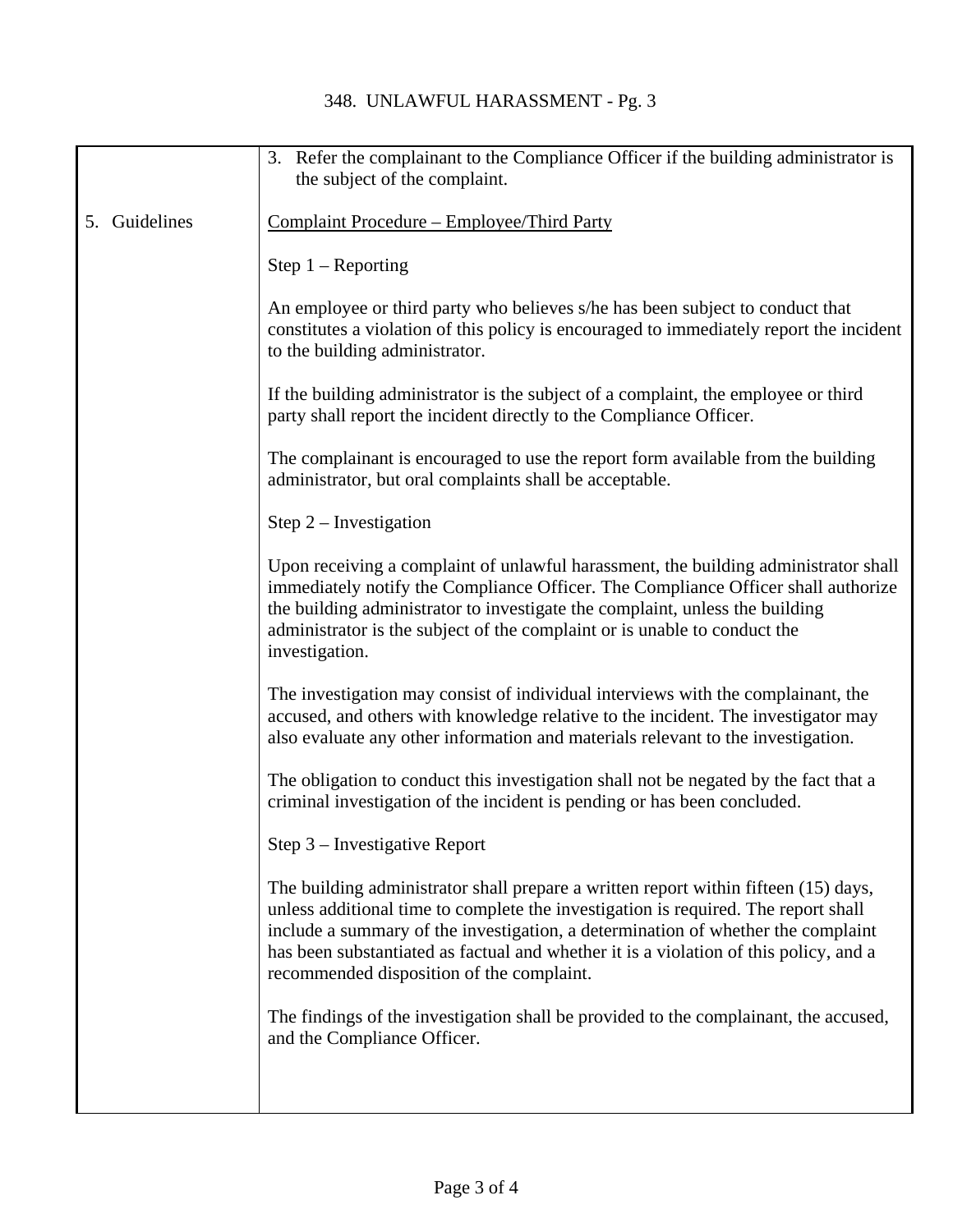3. Refer the complainant to the Compliance Officer if the building administrator is the subject of the complaint.

## 5. Guidelines

<u>Complaint Procedure – Employee/Third Party</u>

Step 1 – Reporting

An employee or third party who believes s/he has been subject to conduct that constitutes a violation of this policy is encouraged to immediately report the incident to the building administrator.

If the building administrator is the subject of a complaint, the employee or third party shall report the incident directly to the Compliance Officer.

The complainant is encouraged to use the report form available from the building administrator, but oral complaints shall be acceptable.

Step 2 – Investigation

Upon receiving a complaint of unlawful harassment, the building administrator shall immediately notify the Compliance Officer. The Compliance Officer shall authorize the building administrator to investigate the complaint, unless the building administrator is the subject of the complaint or is unable to conduct the investigation.

The investigation may consist of individual interviews with the complainant, the accused, and others with knowledge relative to the incident. The investigator may also evaluate any other information and materials relevant to the investigation.

The obligation to conduct this investigation shall not be negated by the fact that a criminal investigation of the incident is pending or has been concluded.

Step 3 – Investigative Report

The building administrator shall prepare a written report within fifteen (15) days, unless additional time to complete the investigation is required. The report shall include a summary of the investigation, a determination of whether the complaint has been substantiated as factual and whether it is a violation of this policy, and a recommended disposition of the complaint.

The findings of the investigation shall be provided to the complainant, the accused, and the Compliance Officer.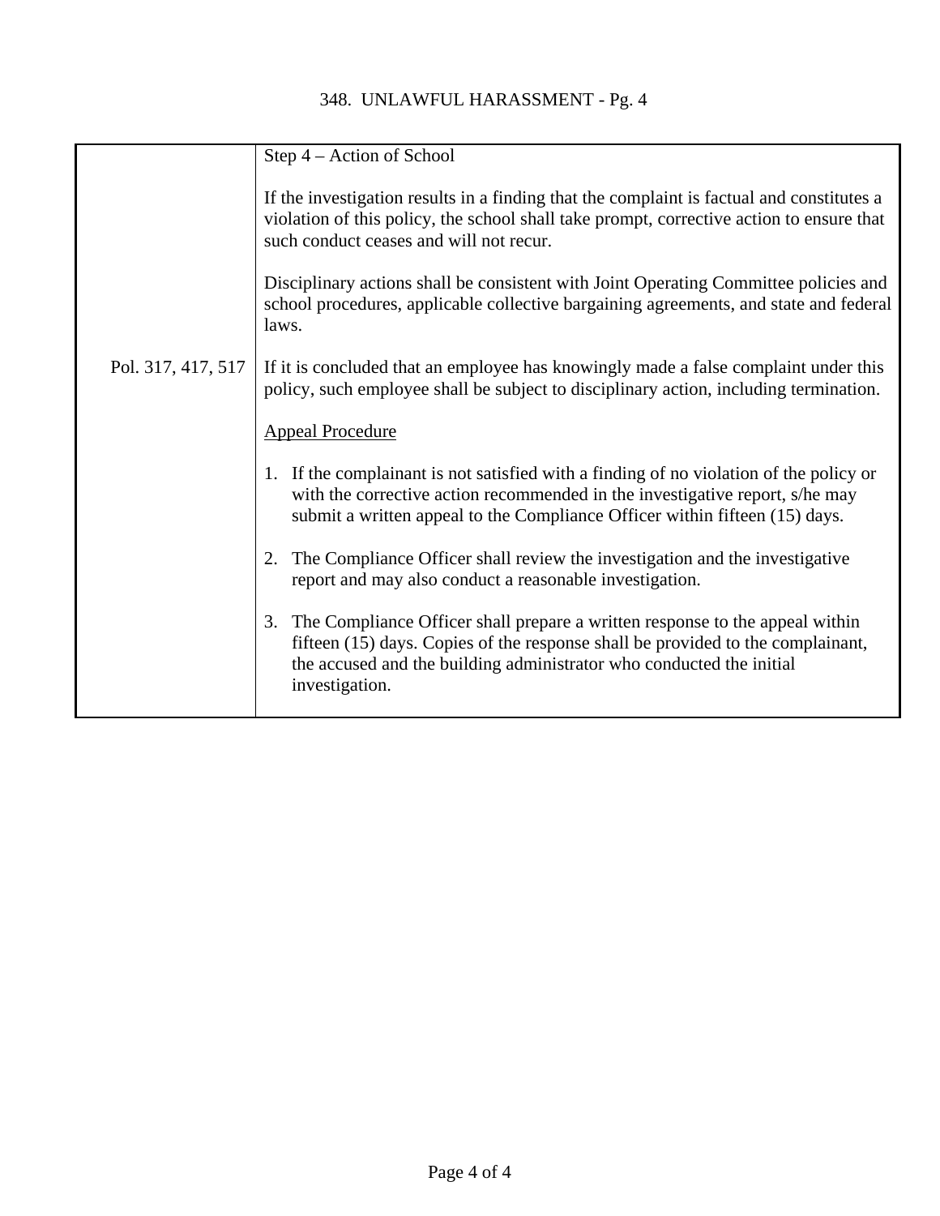Step 4 – Action of School

If the investigation results in a finding that the complaint is factual and constitutes a violation of this policy, the school shall take prompt, corrective action to ensure that such conduct ceases and will not recur.

Disciplinary actions shall be consistent with Joint Operating Committee policies and school procedures, applicable collective bargaining agreements, and state and federal laws.

Pol. 317, 417, 517

If it is concluded that an employee has knowingly made a false complaint under this policy, such employee shall be subject to disciplinary action, including termination.

<u>Appeal Procedure</u>

1. If the complainant is not satisfied with a finding of no violation of the policy or with the corrective action recommended in the investigative report, s/he may submit a written appeal to the Compliance Officer within fifteen (15) days.

2. The Compliance Officer shall review the investigation and the investigative report and may also conduct a reasonable investigation.

3. The Compliance Officer shall prepare a written response to the appeal within fifteen (15) days. Copies of the response shall be provided to the complainant, the accused and the building administrator who conducted the initial investigation.